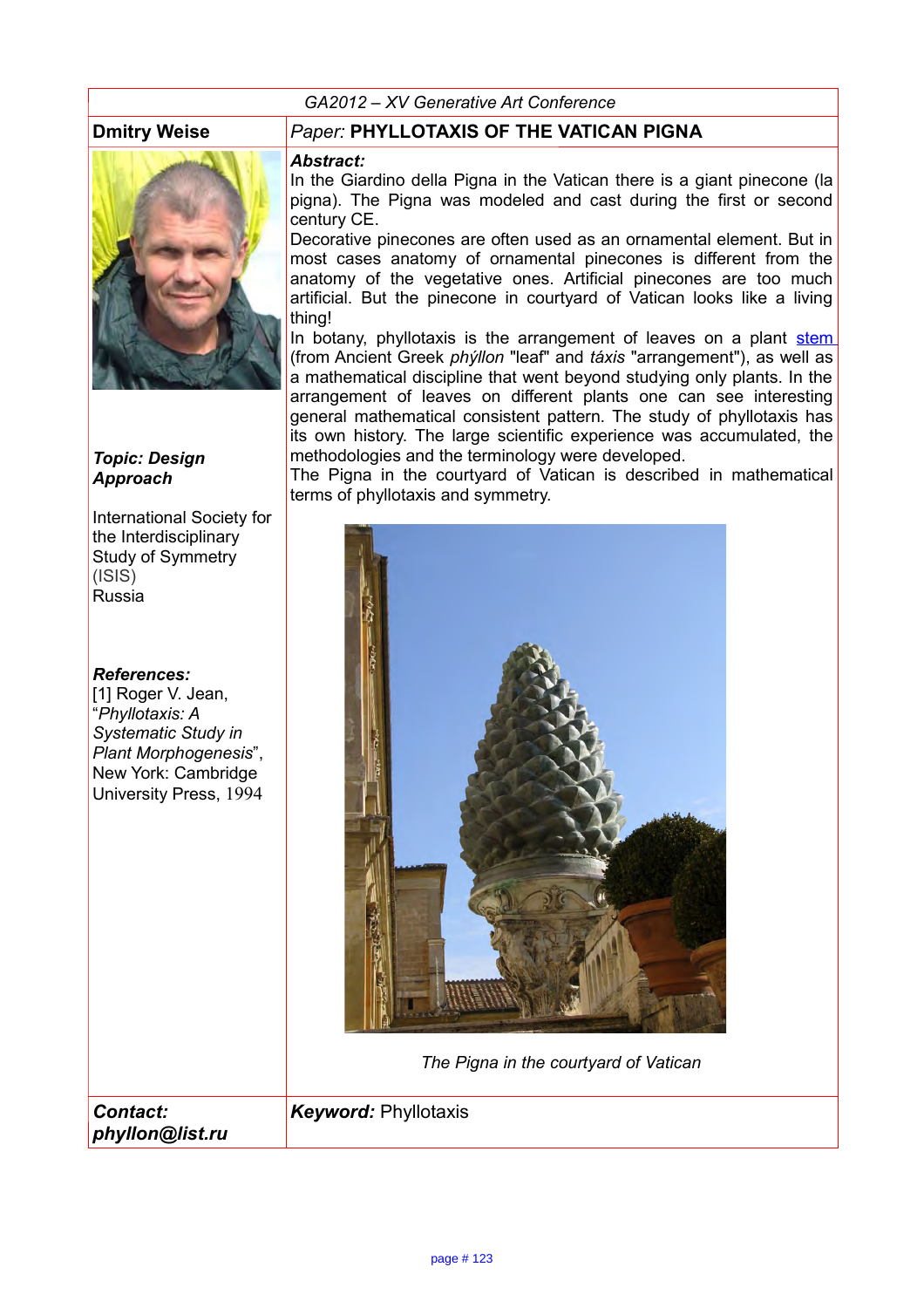GA2012 – XV Generative Art Conference

**Dmitry Weise**

*Paper:* **PHYLLOTAXIS OF THE VATICAN PIGNA**

***Topic: Design Approach***

International Society for the Interdisciplinary Study of Symmetry (ISIS)
Russia

***References:***
[1] Roger V. Jean, "*Phyllotaxis: A Systematic Study in Plant Morphogenesis*", New York: Cambridge University Press, 1994

***Abstract:***

In the Giardino della Pigna in the Vatican there is a giant pinecone (la pigna). The Pigna was modeled and cast during the first or second century CE.

Decorative pinecones are often used as an ornamental element. But in most cases anatomy of ornamental pinecones is different from the anatomy of the vegetative ones. Artificial pinecones are too much artificial. But the pinecone in courtyard of Vatican looks like a living thing!

In botany, phyllotaxis is the arrangement of leaves on a plant stem (from Ancient Greek *phýllon* "leaf" and *táxis* "arrangement"), as well as a mathematical discipline that went beyond studying only plants. In the arrangement of leaves on different plants one can see interesting general mathematical consistent pattern. The study of phyllotaxis has its own history. The large scientific experience was accumulated, the methodologies and the terminology were developed.

The Pigna in the courtyard of Vatican is described in mathematical terms of phyllotaxis and symmetry.

*The Pigna in the courtyard of Vatican*

***Contact: phyllon@list.ru***

***Keyword:*** Phyllotaxis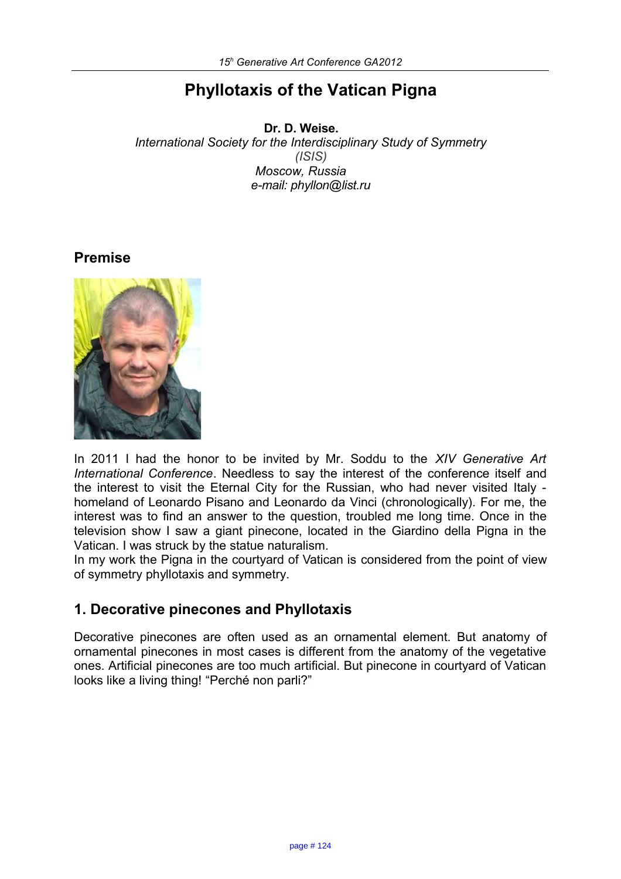# Phyllotaxis of the Vatican Pigna

**Dr. D. Weise.**

*International Society for the Interdisciplinary Study of Symmetry (ISIS)*

*Moscow, Russia*

*e-mail: phyllon@list.ru*

## Premise

In 2011 I had the honor to be invited by Mr. Soddu to the *XIV Generative Art International Conference*. Needless to say the interest of the conference itself and the interest to visit the Eternal City for the Russian, who had never visited Italy - homeland of Leonardo Pisano and Leonardo da Vinci (chronologically). For me, the interest was to find an answer to the question, troubled me long time. Once in the television show I saw a giant pinecone, located in the Giardino della Pigna in the Vatican. I was struck by the statue naturalism.

In my work the Pigna in the courtyard of Vatican is considered from the point of view of symmetry phyllotaxis and symmetry.

## 1. Decorative pinecones and Phyllotaxis

Decorative pinecones are often used as an ornamental element. But anatomy of ornamental pinecones in most cases is different from the anatomy of the vegetative ones. Artificial pinecones are too much artificial. But pinecone in courtyard of Vatican looks like a living thing! "Perché non parli?"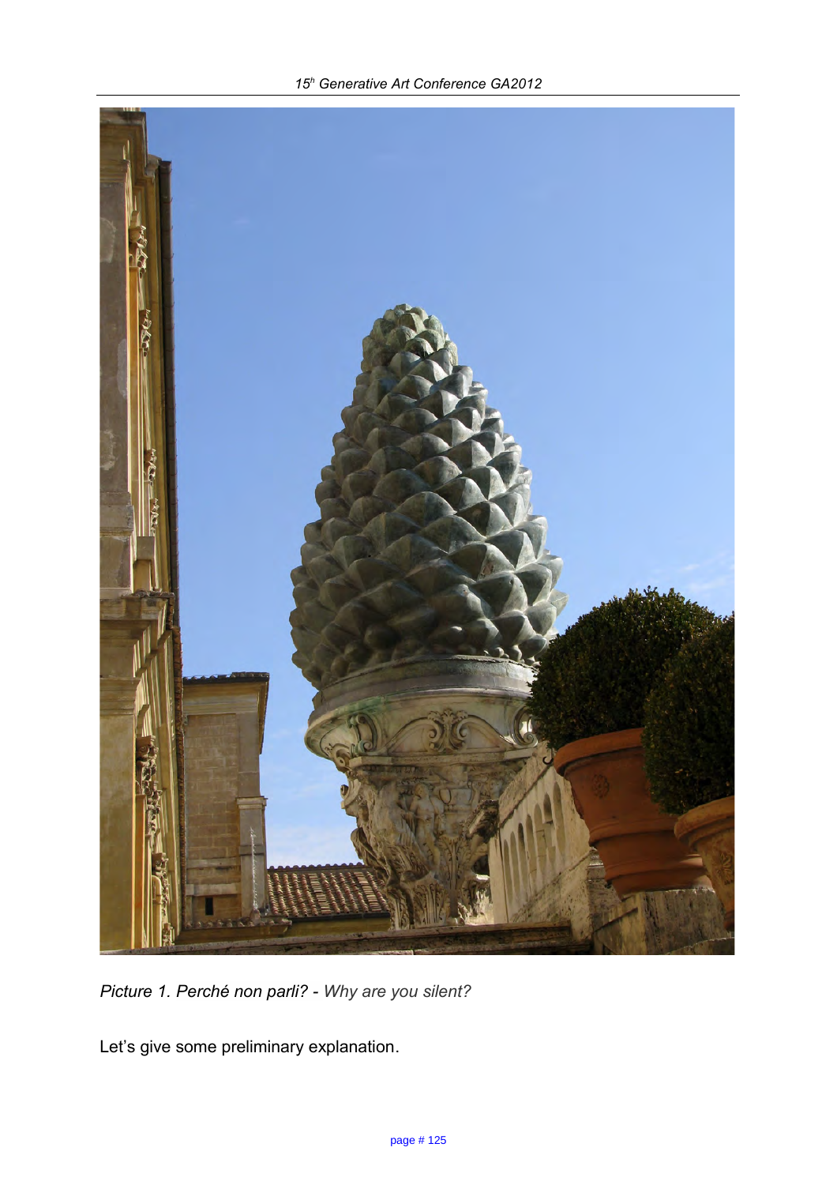*Picture 1. Perché non parli? - Why are you silent?*

Let's give some preliminary explanation.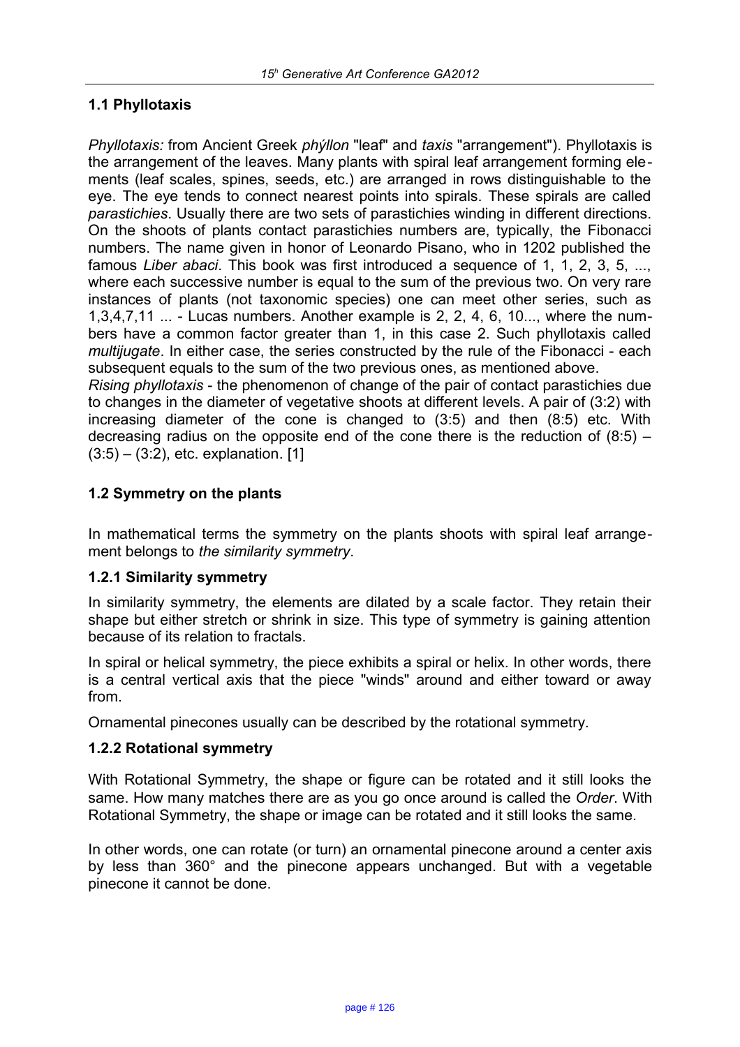## 1.1 Phyllotaxis

*Phyllotaxis:* from Ancient Greek *phýllon* "leaf" and *taxis* "arrangement"). Phyllotaxis is the arrangement of the leaves. Many plants with spiral leaf arrangement forming elements (leaf scales, spines, seeds, etc.) are arranged in rows distinguishable to the eye. The eye tends to connect nearest points into spirals. These spirals are called *parastichies*. Usually there are two sets of parastichies winding in different directions. On the shoots of plants contact parastichies numbers are, typically, the Fibonacci numbers. The name given in honor of Leonardo Pisano, who in 1202 published the famous *Liber abaci*. This book was first introduced a sequence of 1, 1, 2, 3, 5, ..., where each successive number is equal to the sum of the previous two. On very rare instances of plants (not taxonomic species) one can meet other series, such as 1,3,4,7,11 ... - Lucas numbers. Another example is 2, 2, 4, 6, 10..., where the numbers have a common factor greater than 1, in this case 2. Such phyllotaxis called *multijugate*. In either case, the series constructed by the rule of the Fibonacci - each subsequent equals to the sum of the two previous ones, as mentioned above.

*Rising phyllotaxis* - the phenomenon of change of the pair of contact parastichies due to changes in the diameter of vegetative shoots at different levels. A pair of (3:2) with increasing diameter of the cone is changed to (3:5) and then (8:5) etc. With decreasing radius on the opposite end of the cone there is the reduction of (8:5) – (3:5) – (3:2), etc. explanation. [1]

## 1.2 Symmetry on the plants

In mathematical terms the symmetry on the plants shoots with spiral leaf arrangement belongs to *the similarity symmetry*.

### 1.2.1 Similarity symmetry

In similarity symmetry, the elements are dilated by a scale factor. They retain their shape but either stretch or shrink in size. This type of symmetry is gaining attention because of its relation to fractals.

In spiral or helical symmetry, the piece exhibits a spiral or helix. In other words, there is a central vertical axis that the piece "winds" around and either toward or away from.

Ornamental pinecones usually can be described by the rotational symmetry.

### 1.2.2 Rotational symmetry

With Rotational Symmetry, the shape or figure can be rotated and it still looks the same. How many matches there are as you go once around is called the *Order*. With Rotational Symmetry, the shape or image can be rotated and it still looks the same.

In other words, one can rotate (or turn) an ornamental pinecone around a center axis by less than 360° and the pinecone appears unchanged. But with a vegetable pinecone it cannot be done.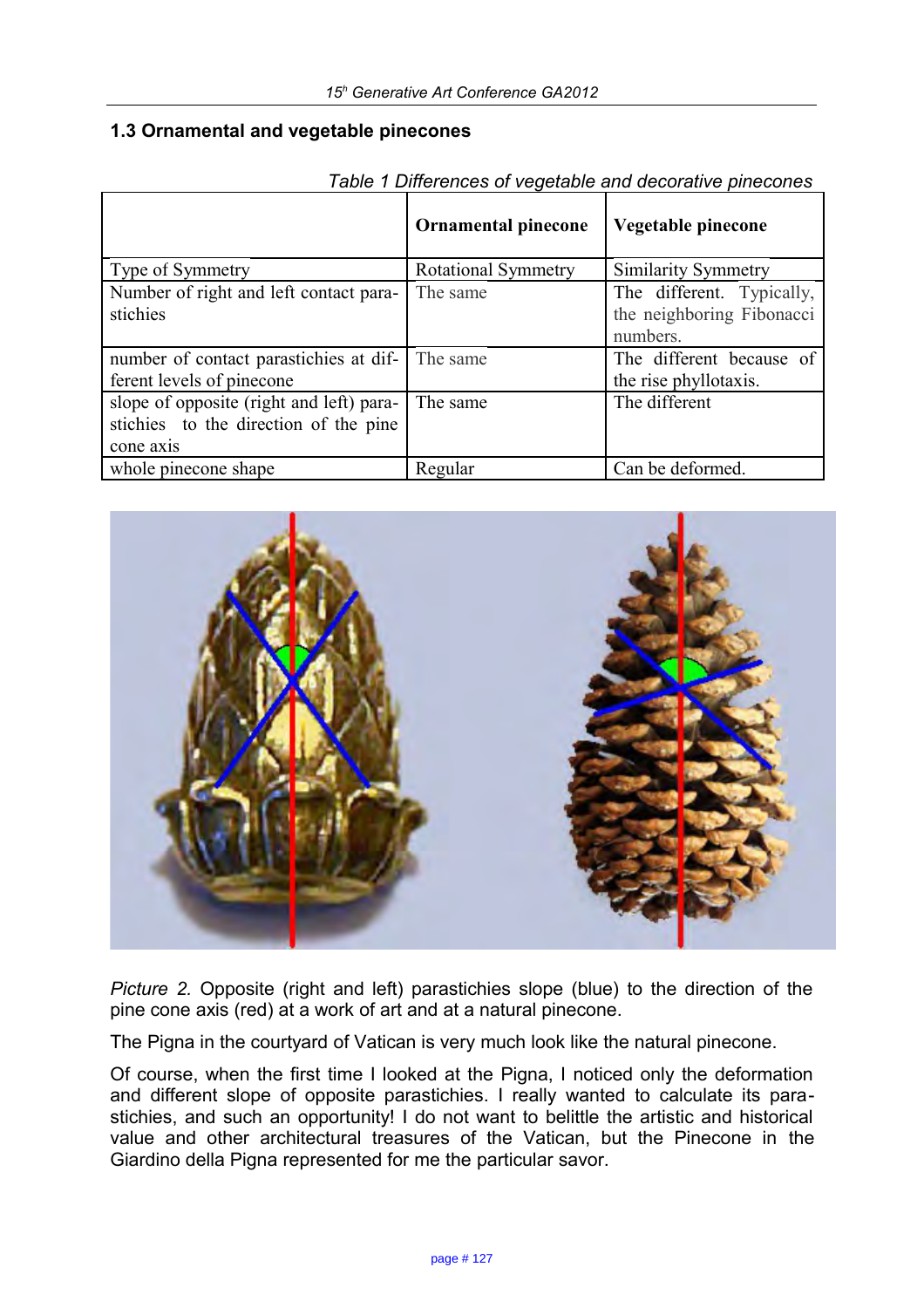### 1.3 Ornamental and vegetable pinecones

*Table 1 Differences of vegetable and decorative pinecones*

| | **Ornamental pinecone** | **Vegetable pinecone** |
|---|---|---|
| Type of Symmetry | Rotational Symmetry | Similarity Symmetry |
| Number of right and left contact parastichies | The same | The different. Typically, the neighboring Fibonacci numbers. |
| number of contact parastichies at different levels of pinecone | The same | The different because of the rise phyllotaxis. |
| slope of opposite (right and left) parastichies to the direction of the pine cone axis | The same | The different |
| whole pinecone shape | Regular | Can be deformed. |

*Picture 2.* Opposite (right and left) parastichies slope (blue) to the direction of the pine cone axis (red) at a work of art and at a natural pinecone.

The Pigna in the courtyard of Vatican is very much look like the natural pinecone.

Of course, when the first time I looked at the Pigna, I noticed only the deformation and different slope of opposite parastichies. I really wanted to calculate its parastichies, and such an opportunity! I do not want to belittle the artistic and historical value and other architectural treasures of the Vatican, but the Pinecone in the Giardino della Pigna represented for me the particular savor.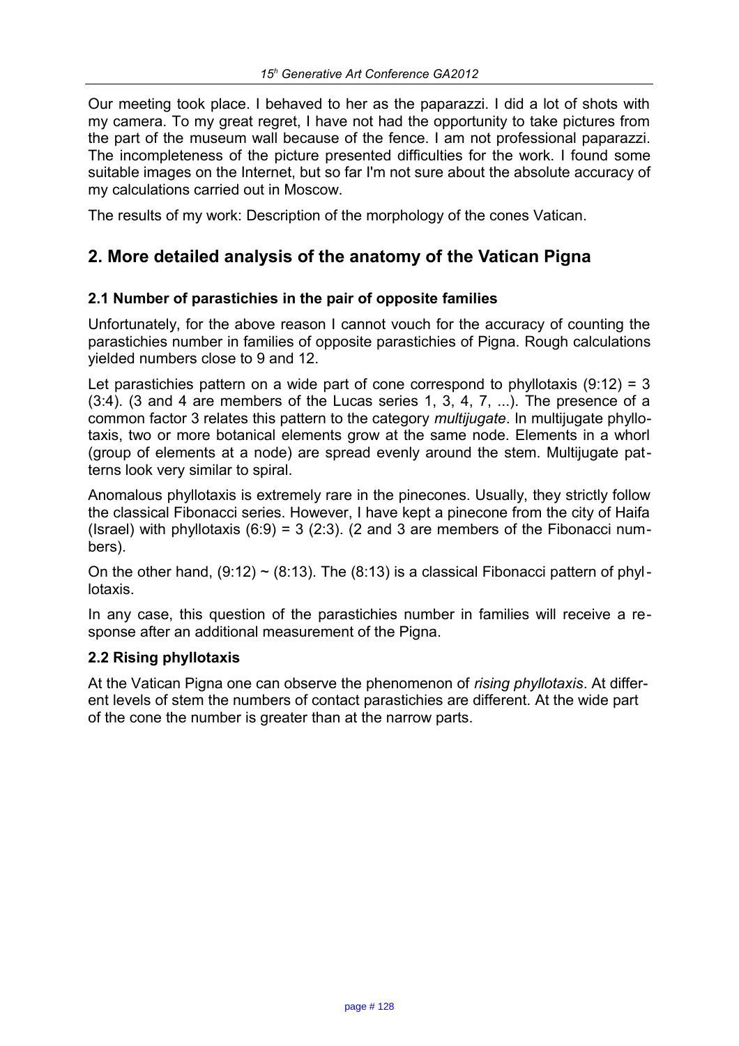Our meeting took place. I behaved to her as the paparazzi. I did a lot of shots with my camera. To my great regret, I have not had the opportunity to take pictures from the part of the museum wall because of the fence. I am not professional paparazzi. The incompleteness of the picture presented difficulties for the work. I found some suitable images on the Internet, but so far I'm not sure about the absolute accuracy of my calculations carried out in Moscow.

The results of my work: Description of the morphology of the cones Vatican.

## 2. More detailed analysis of the anatomy of the Vatican Pigna

### 2.1 Number of parastichies in the pair of opposite families

Unfortunately, for the above reason I cannot vouch for the accuracy of counting the parastichies number in families of opposite parastichies of Pigna. Rough calculations yielded numbers close to 9 and 12.

Let parastichies pattern on a wide part of cone correspond to phyllotaxis (9:12) = 3 (3:4). (3 and 4 are members of the Lucas series 1, 3, 4, 7, ...). The presence of a common factor 3 relates this pattern to the category *multijugate*. In multijugate phyllotaxis, two or more botanical elements grow at the same node. Elements in a whorl (group of elements at a node) are spread evenly around the stem. Multijugate patterns look very similar to spiral.

Anomalous phyllotaxis is extremely rare in the pinecones. Usually, they strictly follow the classical Fibonacci series. However, I have kept a pinecone from the city of Haifa (Israel) with phyllotaxis (6:9) = 3 (2:3). (2 and 3 are members of the Fibonacci numbers).

On the other hand, (9:12) ~ (8:13). The (8:13) is a classical Fibonacci pattern of phyllotaxis.

In any case, this question of the parastichies number in families will receive a response after an additional measurement of the Pigna.

### 2.2 Rising phyllotaxis

At the Vatican Pigna one can observe the phenomenon of *rising phyllotaxis*. At different levels of stem the numbers of contact parastichies are different. At the wide part of the cone the number is greater than at the narrow parts.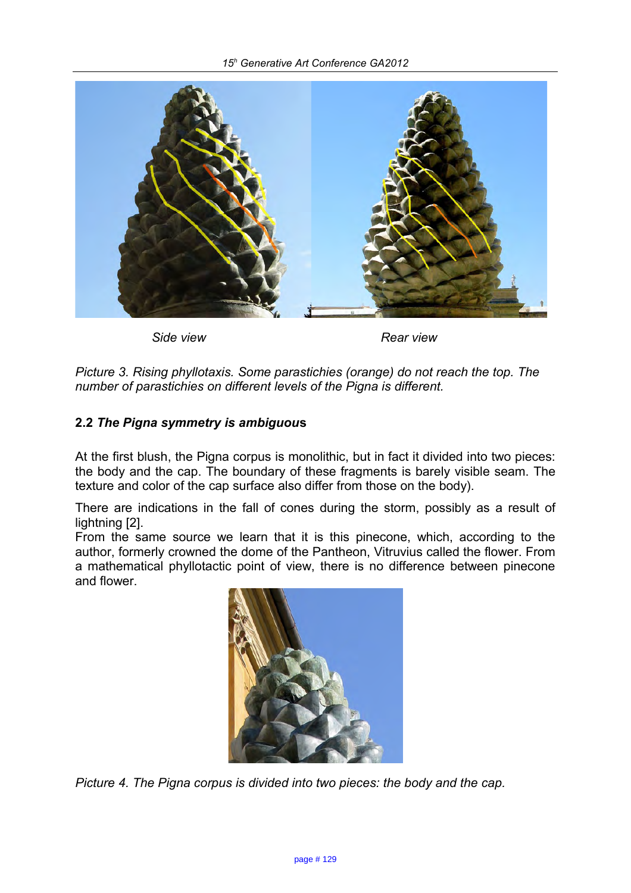Side view

Rear view

*Picture 3. Rising phyllotaxis. Some parastichies (orange) do not reach the top. The number of parastichies on different levels of the Pigna is different.*

## 2.2 *The Pigna symmetry is ambiguous*

At the first blush, the Pigna corpus is monolithic, but in fact it divided into two pieces: the body and the cap. The boundary of these fragments is barely visible seam. The texture and color of the cap surface also differ from those on the body).

There are indications in the fall of cones during the storm, possibly as a result of lightning [2].

From the same source we learn that it is this pinecone, which, according to the author, formerly crowned the dome of the Pantheon, Vitruvius called the flower. From a mathematical phyllotactic point of view, there is no difference between pinecone and flower.

*Picture 4. The Pigna corpus is divided into two pieces: the body and the cap.*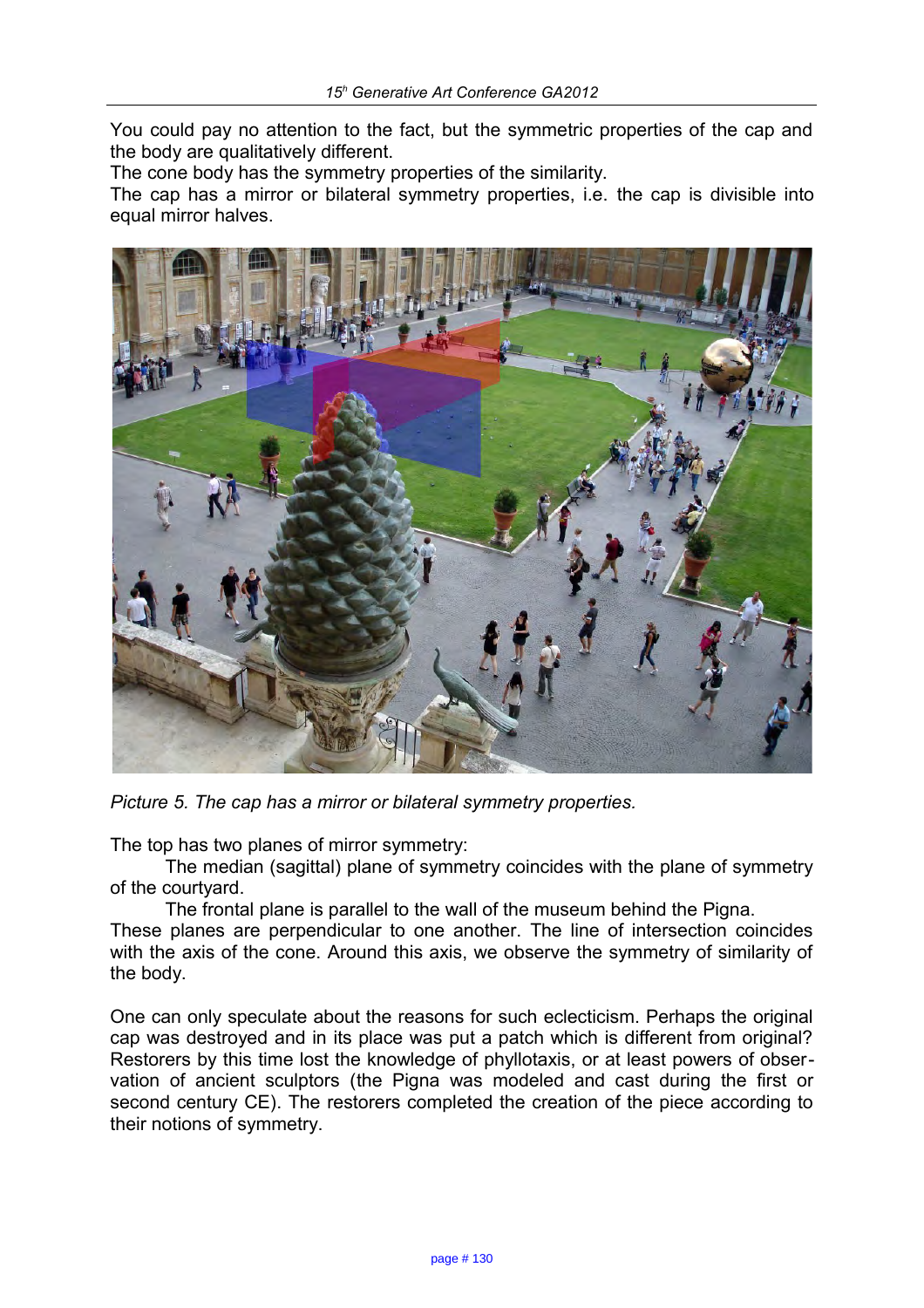You could pay no attention to the fact, but the symmetric properties of the cap and the body are qualitatively different.
The cone body has the symmetry properties of the similarity.
The cap has a mirror or bilateral symmetry properties, i.e. the cap is divisible into equal mirror halves.

*Picture 5. The cap has a mirror or bilateral symmetry properties.*

The top has two planes of mirror symmetry:

The median (sagittal) plane of symmetry coincides with the plane of symmetry of the courtyard.

The frontal plane is parallel to the wall of the museum behind the Pigna.

These planes are perpendicular to one another. The line of intersection coincides with the axis of the cone. Around this axis, we observe the symmetry of similarity of the body.

One can only speculate about the reasons for such eclecticism. Perhaps the original cap was destroyed and in its place was put a patch which is different from original? Restorers by this time lost the knowledge of phyllotaxis, or at least powers of observation of ancient sculptors (the Pigna was modeled and cast during the first or second century CE). The restorers completed the creation of the piece according to their notions of symmetry.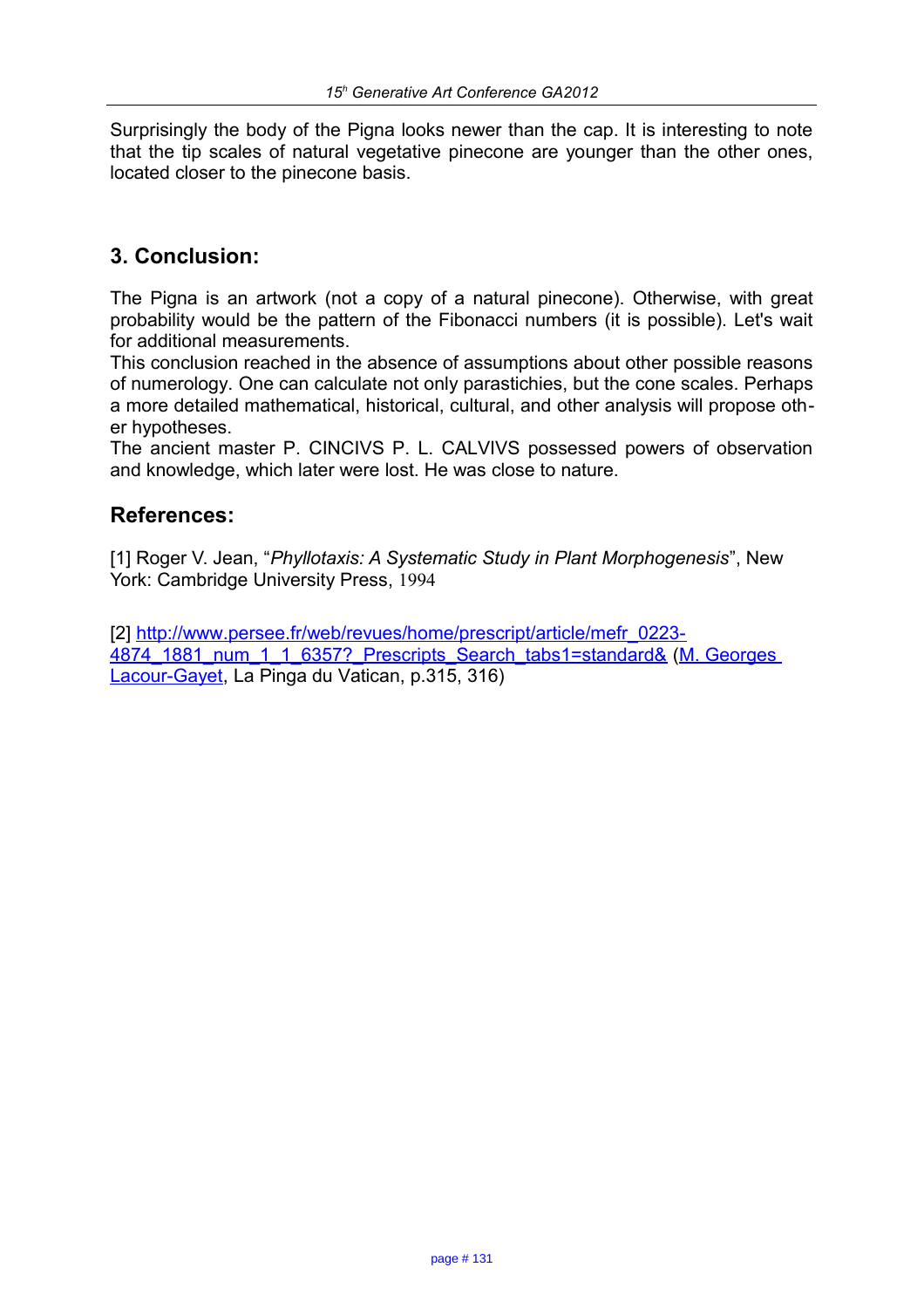Surprisingly the body of the Pigna looks newer than the cap. It is interesting to note that the tip scales of natural vegetative pinecone are younger than the other ones, located closer to the pinecone basis.

## 3. Conclusion:

The Pigna is an artwork (not a copy of a natural pinecone). Otherwise, with great probability would be the pattern of the Fibonacci numbers (it is possible). Let's wait for additional measurements.

This conclusion reached in the absence of assumptions about other possible reasons of numerology. One can calculate not only parastichies, but the cone scales. Perhaps a more detailed mathematical, historical, cultural, and other analysis will propose other hypotheses.

The ancient master P. CINCIVS P. L. CALVIVS possessed powers of observation and knowledge, which later were lost. He was close to nature.

## References:

[1] Roger V. Jean, "*Phyllotaxis: A Systematic Study in Plant Morphogenesis*", New York: Cambridge University Press, 1994

[2] [http://www.persee.fr/web/revues/home/prescript/article/mefr_0223-4874_1881_num_1_1_6357?_Prescripts_Search_tabs1=standard&](http://www.persee.fr/web/revues/home/prescript/article/mefr_0223-4874_1881_num_1_1_6357?_Prescripts_Search_tabs1=standard&) (M. Georges Lacour-Gayet, La Pinga du Vatican, p.315, 316)